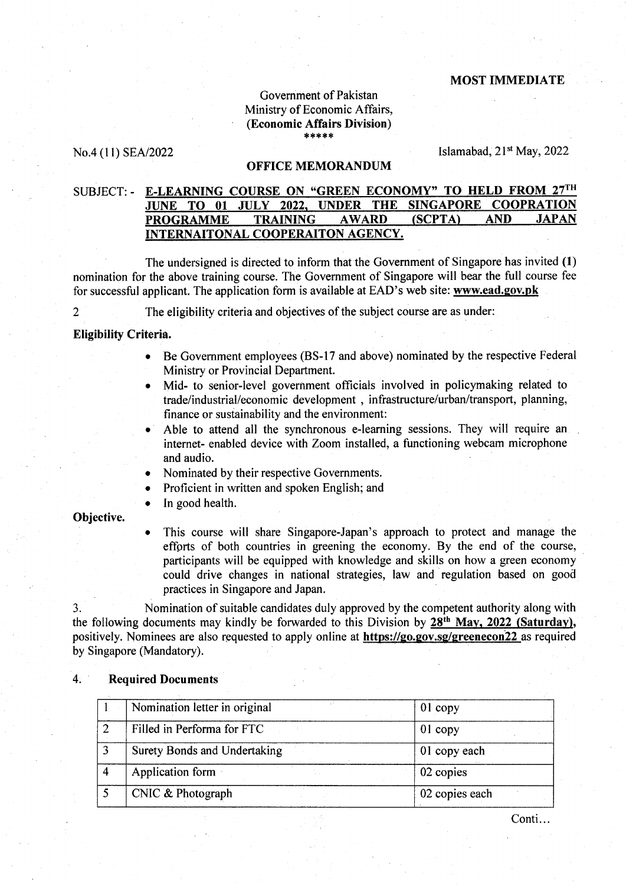**MOST IMMEDIATE**

Government of Pakistan
Ministry of Economic Affairs,
**(Economic Affairs Division)**
\*\*\*\*\*

No.4 (11) SEA/2022

Islamabad, 21st May, 2022

**OFFICE MEMORANDUM**

SUBJECT: - **E-LEARNING COURSE ON "GREEN ECONOMY" TO HELD FROM 27TH JUNE TO 01 JULY 2022, UNDER THE SINGAPORE COOPRATION PROGRAMME TRAINING AWARD (SCPTA) AND JAPAN INTERNAITONAL COOPERAITON AGENCY.**

The undersigned is directed to inform that the Government of Singapore has invited **(1)** nomination for the above training course. The Government of Singapore will bear the full course fee for successful applicant. The application form is available at EAD's web site: **www.ead.gov.pk**

2 The eligibility criteria and objectives of the subject course are as under:

**Eligibility Criteria.**

- Be Government employees (BS-17 and above) nominated by the respective Federal Ministry or Provincial Department.
- Mid- to senior-level government officials involved in policymaking related to trade/industrial/economic development , infrastructure/urban/transport, planning, finance or sustainability and the environment:
- Able to attend all the synchronous e-learning sessions. They will require an internet- enabled device with Zoom installed, a functioning webcam microphone and audio.
- Nominated by their respective Governments.
- Proficient in written and spoken English; and
- In good health.

**Objective.**

- This course will share Singapore-Japan's approach to protect and manage the efforts of both countries in greening the economy. By the end of the course, participants will be equipped with knowledge and skills on how a green economy could drive changes in national strategies, law and regulation based on good practices in Singapore and Japan.

3. Nomination of suitable candidates duly approved by the competent authority along with the following documents may kindly be forwarded to this Division by **28th May, 2022 (Saturday),** positively. Nominees are also requested to apply online at **https://go.gov.sg/greenecon22** as required by Singapore (Mandatory).

4. **Required Documents**

| | | |
|---|---|---|
| 1 | Nomination letter in original | 01 copy |
| 2 | Filled in Performa for FTC | 01 copy |
| 3 | Surety Bonds and Undertaking | 01 copy each |
| 4 | Application form | 02 copies |
| 5 | CNIC & Photograph | 02 copies each |

Conti…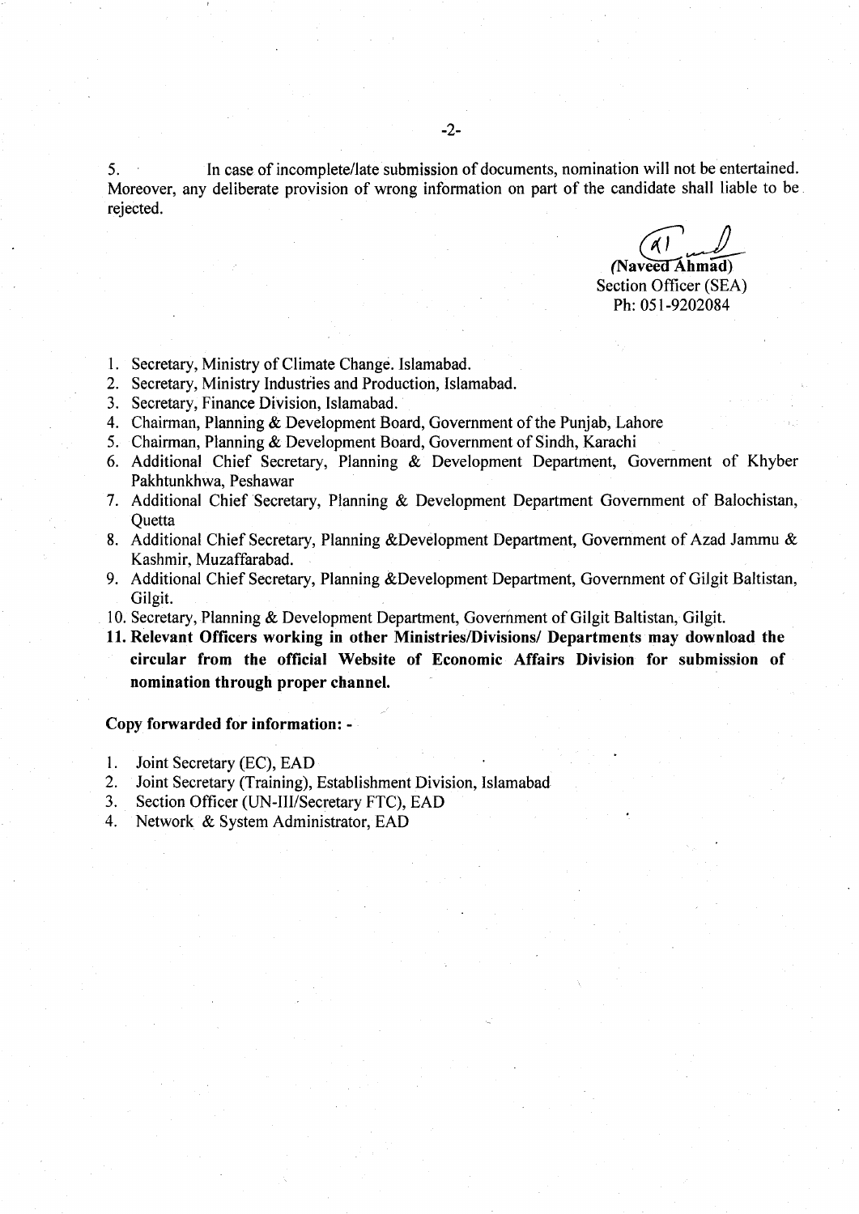5. In case of incomplete/late submission of documents, nomination will not be entertained. Moreover, any deliberate provision of wrong information on part of the candidate shall liable to be rejected.

(Naveed Ahmad)
Section Officer (SEA)
Ph: 051-9202084

1. Secretary, Ministry of Climate Change. Islamabad.
2. Secretary, Ministry Industries and Production, Islamabad.
3. Secretary, Finance Division, Islamabad.
4. Chairman, Planning & Development Board, Government of the Punjab, Lahore
5. Chairman, Planning & Development Board, Government of Sindh, Karachi
6. Additional Chief Secretary, Planning & Development Department, Government of Khyber Pakhtunkhwa, Peshawar
7. Additional Chief Secretary, Planning & Development Department Government of Balochistan, Quetta
8. Additional Chief Secretary, Planning &Development Department, Government of Azad Jammu & Kashmir, Muzaffarabad.
9. Additional Chief Secretary, Planning &Development Department, Government of Gilgit Baltistan, Gilgit.
10. Secretary, Planning & Development Department, Government of Gilgit Baltistan, Gilgit.
11. **Relevant Officers working in other Ministries/Divisions/ Departments may download the circular from the official Website of Economic Affairs Division for submission of nomination through proper channel.**

**Copy forwarded for information: -**

1. Joint Secretary (EC), EAD
2. Joint Secretary (Training), Establishment Division, Islamabad
3. Section Officer (UN-III/Secretary FTC), EAD
4. Network & System Administrator, EAD